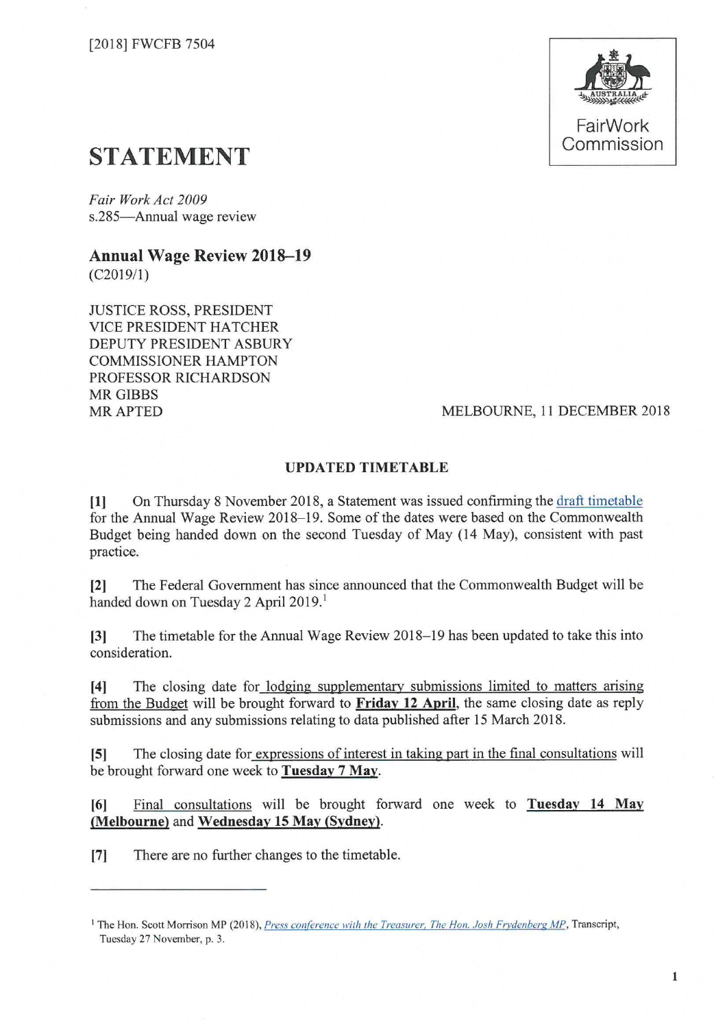[2018] FWCFB 7504

FairWork Commission

# STATEMENT

*Fair Work Act 2009*
s.285—Annual wage review

## Annual Wage Review 2018–19

(C2019/1)

JUSTICE ROSS, PRESIDENT
VICE PRESIDENT HATCHER
DEPUTY PRESIDENT ASBURY
COMMISSIONER HAMPTON
PROFESSOR RICHARDSON
MR GIBBS
MR APTED

MELBOURNE, 11 DECEMBER 2018

### UPDATED TIMETABLE

**[1]** On Thursday 8 November 2018, a Statement was issued confirming the draft timetable for the Annual Wage Review 2018–19. Some of the dates were based on the Commonwealth Budget being handed down on the second Tuesday of May (14 May), consistent with past practice.

**[2]** The Federal Government has since announced that the Commonwealth Budget will be handed down on Tuesday 2 April 2019.[1]

**[3]** The timetable for the Annual Wage Review 2018–19 has been updated to take this into consideration.

**[4]** The closing date for lodging supplementary submissions limited to matters arising from the Budget will be brought forward to **Friday 12 April**, the same closing date as reply submissions and any submissions relating to data published after 15 March 2018.

**[5]** The closing date for expressions of interest in taking part in the final consultations will be brought forward one week to **Tuesday 7 May**.

**[6]** Final consultations will be brought forward one week to **Tuesday 14 May (Melbourne)** and **Wednesday 15 May (Sydney)**.

**[7]** There are no further changes to the timetable.

---

[1] The Hon. Scott Morrison MP (2018), *Press conference with the Treasurer, The Hon. Josh Frydenberg MP*, Transcript, Tuesday 27 November, p. 3.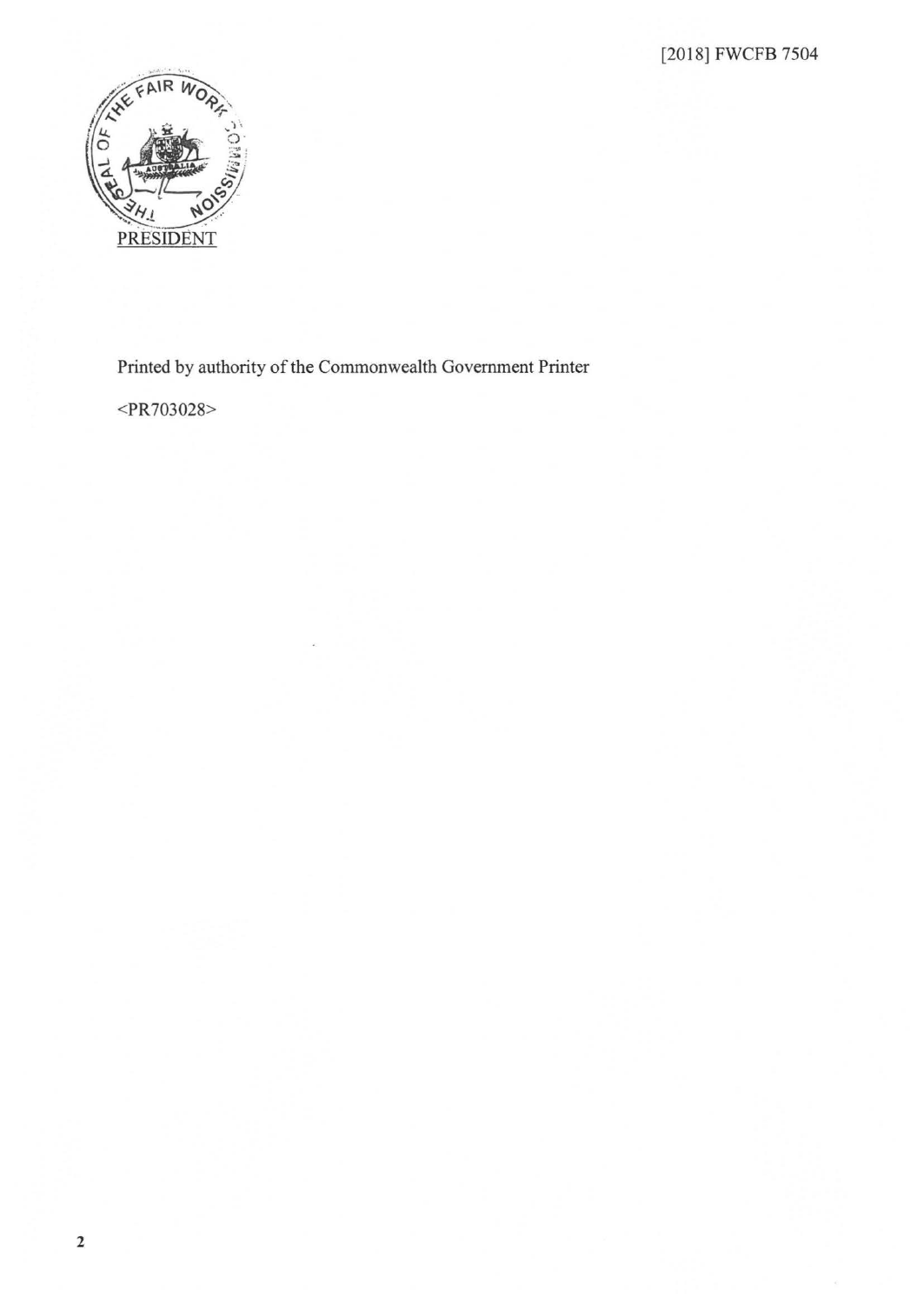PRESIDENT

Printed by authority of the Commonwealth Government Printer

<PR703028>